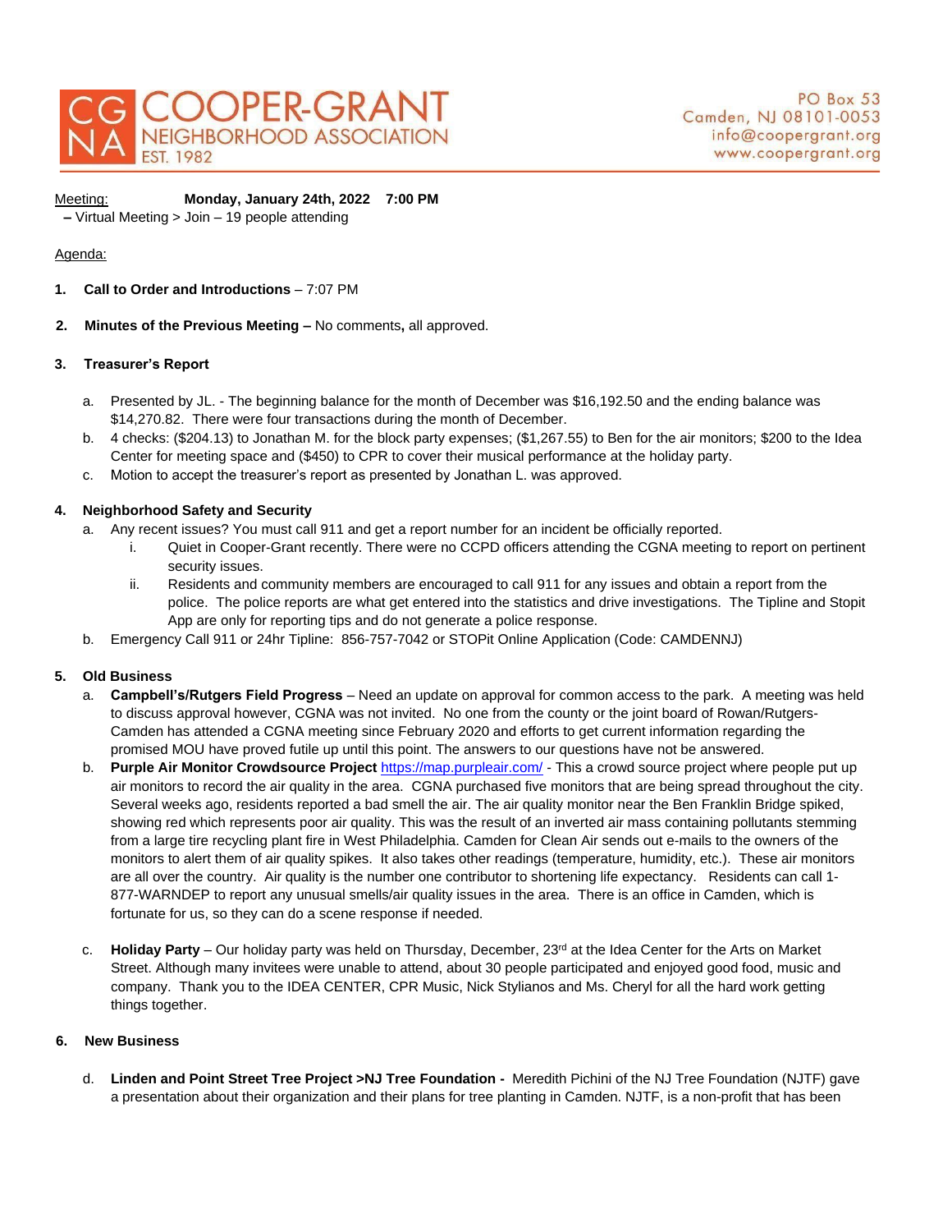# COOPER-GRANT NEIGHBORHOOD ASSOCIATION

CG NA — EST. 1982

PO Box 53
Camden, NJ 08101-0053
info@coopergrant.org
www.coopergrant.org

Meeting: **Monday, January 24th, 2022 7:00 PM**
**–** Virtual Meeting > Join – 19 people attending

Agenda:

1. **Call to Order and Introductions** – 7:07 PM

2. **Minutes of the Previous Meeting –** No comments**,** all approved.

3. **Treasurer's Report**

   a. Presented by JL. - The beginning balance for the month of December was $16,192.50 and the ending balance was $14,270.82. There were four transactions during the month of December.
   b. 4 checks: ($204.13) to Jonathan M. for the block party expenses; ($1,267.55) to Ben for the air monitors; $200 to the Idea Center for meeting space and ($450) to CPR to cover their musical performance at the holiday party.
   c. Motion to accept the treasurer's report as presented by Jonathan L. was approved.

4. **Neighborhood Safety and Security**
   a. Any recent issues? You must call 911 and get a report number for an incident be officially reported.
      i. Quiet in Cooper-Grant recently. There were no CCPD officers attending the CGNA meeting to report on pertinent security issues.
      ii. Residents and community members are encouraged to call 911 for any issues and obtain a report from the police. The police reports are what get entered into the statistics and drive investigations. The Tipline and Stopit App are only for reporting tips and do not generate a police response.
   b. Emergency Call 911 or 24hr Tipline: 856-757-7042 or STOPit Online Application (Code: CAMDENNJ)

5. **Old Business**
   a. **Campbell's/Rutgers Field Progress** – Need an update on approval for common access to the park. A meeting was held to discuss approval however, CGNA was not invited. No one from the county or the joint board of Rowan/Rutgers-Camden has attended a CGNA meeting since February 2020 and efforts to get current information regarding the promised MOU have proved futile up until this point. The answers to our questions have not be answered.
   b. **Purple Air Monitor Crowdsource Project** https://map.purpleair.com/ - This a crowd source project where people put up air monitors to record the air quality in the area. CGNA purchased five monitors that are being spread throughout the city. Several weeks ago, residents reported a bad smell the air. The air quality monitor near the Ben Franklin Bridge spiked, showing red which represents poor air quality. This was the result of an inverted air mass containing pollutants stemming from a large tire recycling plant fire in West Philadelphia. Camden for Clean Air sends out e-mails to the owners of the monitors to alert them of air quality spikes. It also takes other readings (temperature, humidity, etc.). These air monitors are all over the country. Air quality is the number one contributor to shortening life expectancy. Residents can call 1-877-WARNDEP to report any unusual smells/air quality issues in the area. There is an office in Camden, which is fortunate for us, so they can do a scene response if needed.

   c. **Holiday Party** – Our holiday party was held on Thursday, December, 23rd at the Idea Center for the Arts on Market Street. Although many invitees were unable to attend, about 30 people participated and enjoyed good food, music and company. Thank you to the IDEA CENTER, CPR Music, Nick Stylianos and Ms. Cheryl for all the hard work getting things together.

6. **New Business**

   d. **Linden and Point Street Tree Project >NJ Tree Foundation -** Meredith Pichini of the NJ Tree Foundation (NJTF) gave a presentation about their organization and their plans for tree planting in Camden. NJTF, is a non-profit that has been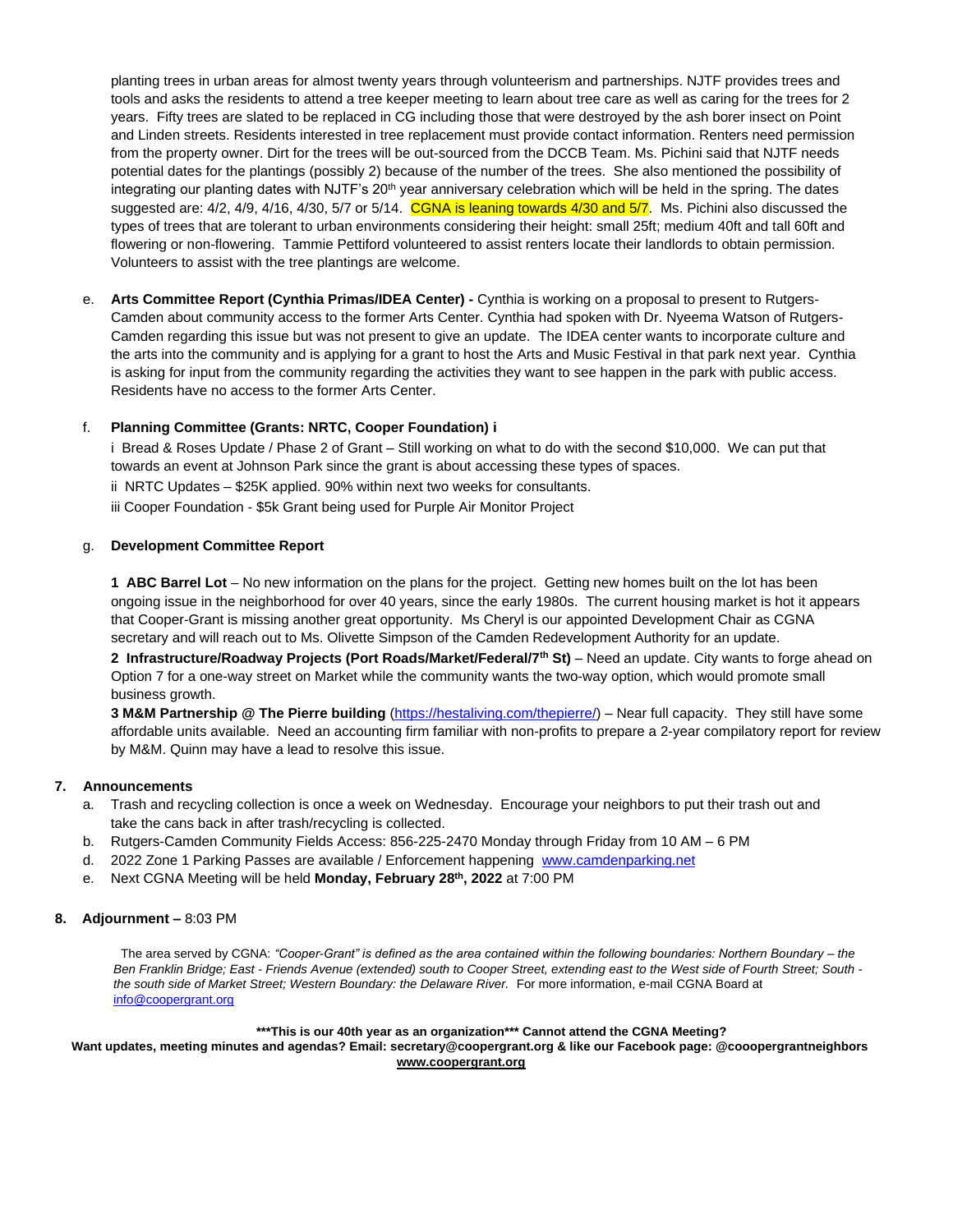planting trees in urban areas for almost twenty years through volunteerism and partnerships. NJTF provides trees and tools and asks the residents to attend a tree keeper meeting to learn about tree care as well as caring for the trees for 2 years. Fifty trees are slated to be replaced in CG including those that were destroyed by the ash borer insect on Point and Linden streets. Residents interested in tree replacement must provide contact information. Renters need permission from the property owner. Dirt for the trees will be out-sourced from the DCCB Team. Ms. Pichini said that NJTF needs potential dates for the plantings (possibly 2) because of the number of the trees. She also mentioned the possibility of integrating our planting dates with NJTF's 20th year anniversary celebration which will be held in the spring. The dates suggested are: 4/2, 4/9, 4/16, 4/30, 5/7 or 5/14. CGNA is leaning towards 4/30 and 5/7. Ms. Pichini also discussed the types of trees that are tolerant to urban environments considering their height: small 25ft; medium 40ft and tall 60ft and flowering or non-flowering. Tammie Pettiford volunteered to assist renters locate their landlords to obtain permission. Volunteers to assist with the tree plantings are welcome.

e. **Arts Committee Report (Cynthia Primas/IDEA Center) -** Cynthia is working on a proposal to present to Rutgers-Camden about community access to the former Arts Center. Cynthia had spoken with Dr. Nyeema Watson of Rutgers-Camden regarding this issue but was not present to give an update. The IDEA center wants to incorporate culture and the arts into the community and is applying for a grant to host the Arts and Music Festival in that park next year. Cynthia is asking for input from the community regarding the activities they want to see happen in the park with public access. Residents have no access to the former Arts Center.

f. **Planning Committee (Grants: NRTC, Cooper Foundation) i**

i Bread & Roses Update / Phase 2 of Grant – Still working on what to do with the second $10,000. We can put that towards an event at Johnson Park since the grant is about accessing these types of spaces.

ii NRTC Updates – $25K applied. 90% within next two weeks for consultants.

iii Cooper Foundation - $5k Grant being used for Purple Air Monitor Project

g. **Development Committee Report**

**1 ABC Barrel Lot** – No new information on the plans for the project. Getting new homes built on the lot has been ongoing issue in the neighborhood for over 40 years, since the early 1980s. The current housing market is hot it appears that Cooper-Grant is missing another great opportunity. Ms Cheryl is our appointed Development Chair as CGNA secretary and will reach out to Ms. Olivette Simpson of the Camden Redevelopment Authority for an update.

**2 Infrastructure/Roadway Projects (Port Roads/Market/Federal/7th St)** – Need an update. City wants to forge ahead on Option 7 for a one-way street on Market while the community wants the two-way option, which would promote small business growth.

**3 M&M Partnership @ The Pierre building** (https://hestaliving.com/thepierre/) – Near full capacity. They still have some affordable units available. Need an accounting firm familiar with non-profits to prepare a 2-year compilatory report for review by M&M. Quinn may have a lead to resolve this issue.

**7. Announcements**

a. Trash and recycling collection is once a week on Wednesday. Encourage your neighbors to put their trash out and take the cans back in after trash/recycling is collected.
b. Rutgers-Camden Community Fields Access: 856-225-2470 Monday through Friday from 10 AM – 6 PM
d. 2022 Zone 1 Parking Passes are available / Enforcement happening www.camdenparking.net
e. Next CGNA Meeting will be held **Monday, February 28th, 2022** at 7:00 PM

**8. Adjournment –** 8:03 PM

The area served by CGNA: *"Cooper-Grant" is defined as the area contained within the following boundaries: Northern Boundary – the Ben Franklin Bridge; East - Friends Avenue (extended) south to Cooper Street, extending east to the West side of Fourth Street; South - the south side of Market Street; Western Boundary: the Delaware River.* For more information, e-mail CGNA Board at info@coopergrant.org

**\*\*\*This is our 40th year as an organization\*\*\* Cannot attend the CGNA Meeting?**
**Want updates, meeting minutes and agendas? Email: secretary@coopergrant.org & like our Facebook page: @cooopergrantneighbors**
**www.coopergrant.org**